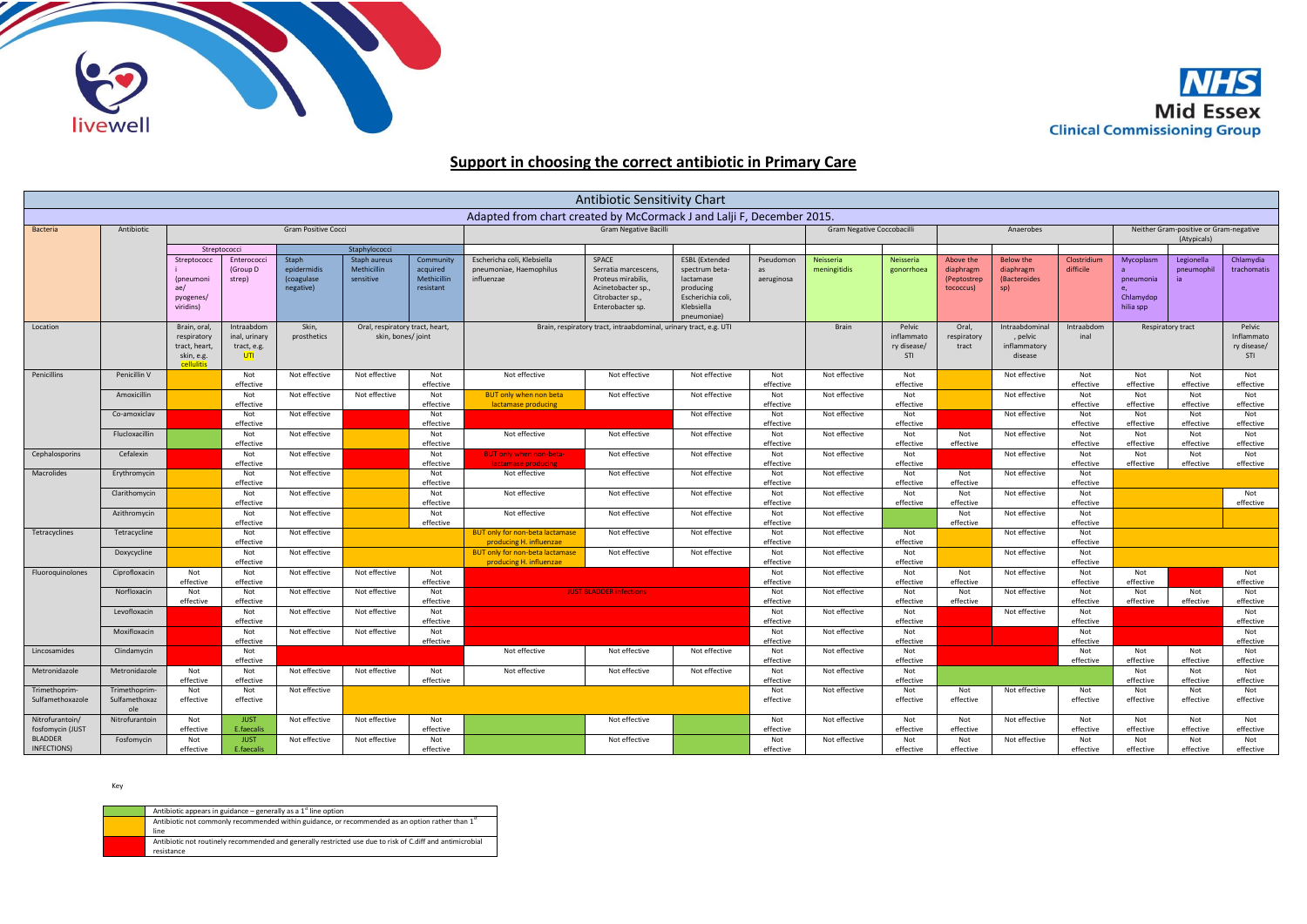## Support in choosing the correct antibiotic in Primary Care

# Antibiotic Sensitivity Chart

Adapted from chart created by McCormack J and Lalji F, December 2015.

| Bacteria | Antibiotic | Gram Positive Cocci | | | | | Gram Negative Bacilli | | | | Gram Negative Coccobacilli | | Anaerobes | | | Neither Gram-positive or Gram-negative (Atypicals) | | |
|---|---|---|---|---|---|---|---|---|---|---|---|---|---|---|---|---|---|---|
| | | Streptococci | | Staphylococci | | | | | | | | | | | | | | |
| | | Streptococci (pneumoniae/ pyogenes/ viridins) | Enterococci (Group D strep) | Staph epidermidis (coagulase negative) | Staph aureus Methicillin sensitive | Community acquired Methicillin resistant | Escherichia coli, Klebsiella pneumoniae, Haemophilus influenzae | SPACE Serratia marcescens, Proteus mirabilis, Acinetobacter sp., Citrobacter sp., Enterobacter sp. | ESBL (Extended spectrum beta-lactamase producing Escherichia coli, Klebsiella pneumoniae) | Pseudomonas aeruginosa | Neisseria meningitidis | Neisseria gonorrhoea | Above the diaphragm (Peptostreptococcus) | Below the diaphragm (Bacteroides sp) | Clostridium difficile | Mycoplasma pneumoniae, Chlamydophilia spp | Legionella pneumophilia | Chlamydia trachomatis |
| Location | | Brain, oral, respiratory tract, heart, skin, e.g. cellulitis | Intraabdominal, urinary tract, e.g. UTI | Skin, prosthetics | Oral, respiratory tract, heart, skin, bones/ joint | | Brain, respiratory tract, intraabdominal, urinary tract, e.g. UTI | | | | Brain | Pelvic inflammatory disease/ STI | Oral, respiratory tract | Intraabdominal, pelvic inflammatory disease | Intraabdominal | Respiratory tract | | Pelvic Inflammatory disease/ STI |
| Penicillins | Penicillin V | | Not effective | Not effective | Not effective | Not effective | Not effective | Not effective | Not effective | Not effective | Not effective | Not effective | | Not effective | Not effective | Not effective | Not effective | Not effective |
| | Amoxicillin | | Not effective | Not effective | Not effective | Not effective | BUT only when non beta lactamase producing | Not effective | Not effective | Not effective | Not effective | Not effective | | Not effective | Not effective | Not effective | Not effective | Not effective |
| | Co-amoxiclav | | Not effective | Not effective | | Not effective | | | Not effective | Not effective | Not effective | Not effective | | Not effective | Not effective | Not effective | Not effective | Not effective |
| | Flucloxacillin | | Not effective | Not effective | | Not effective | Not effective | Not effective | Not effective | Not effective | Not effective | Not effective | Not effective | Not effective | Not effective | Not effective | Not effective | Not effective |
| Cephalosporins | Cefalexin | | Not effective | Not effective | | Not effective | BUT only when non-beta-lactamase producing | Not effective | Not effective | Not effective | Not effective | Not effective | | Not effective | Not effective | Not effective | Not effective | Not effective |
| Macrolides | Erythromycin | | Not effective | Not effective | | Not effective | Not effective | Not effective | Not effective | Not effective | Not effective | Not effective | Not effective | Not effective | Not effective | | | |
| | Clarithromycin | | Not effective | Not effective | | Not effective | Not effective | Not effective | Not effective | Not effective | Not effective | Not effective | Not effective | Not effective | Not effective | | | Not effective |
| | Azithromycin | | Not effective | Not effective | | Not effective | Not effective | Not effective | Not effective | Not effective | Not effective | | Not effective | Not effective | Not effective | | | |
| Tetracyclines | Tetracycline | | Not effective | Not effective | | | BUT only for non-beta lactamase producing H. influenzae | Not effective | Not effective | Not effective | Not effective | Not effective | | Not effective | Not effective | | | |
| | Doxycycline | | Not effective | Not effective | | | BUT only for non-beta lactamase producing H. influenzae | Not effective | Not effective | Not effective | Not effective | Not effective | | Not effective | Not effective | | | |
| Fluoroquinolones | Ciprofloxacin | Not effective | Not effective | Not effective | Not effective | Not effective | | | | Not effective | Not effective | Not effective | Not effective | Not effective | Not effective | Not effective | | Not effective |
| | Norfloxacin | Not effective | Not effective | Not effective | Not effective | Not effective | JUST BLADDER infections | | | Not effective | Not effective | Not effective | Not effective | Not effective | Not effective | Not effective | Not effective | Not effective |
| | Levofloxacin | | Not effective | Not effective | Not effective | Not effective | | | | Not effective | Not effective | Not effective | | Not effective | Not effective | | | Not effective |
| | Moxifloxacin | | Not effective | Not effective | Not effective | Not effective | | | | Not effective | Not effective | Not effective | | | Not effective | | | Not effective |
| Lincosamides | Clindamycin | | Not effective | | | | Not effective | Not effective | Not effective | Not effective | Not effective | Not effective | | | Not effective | Not effective | Not effective | Not effective |
| Metronidazole | Metronidazole | Not effective | Not effective | Not effective | Not effective | Not effective | Not effective | Not effective | Not effective | Not effective | Not effective | Not effective | | | | Not effective | Not effective | Not effective |
| Trimethoprim-Sulfamethoxazole | Trimethoprim-Sulfamethoxazole | Not effective | Not effective | Not effective | | | | | | Not effective | Not effective | Not effective | Not effective | Not effective | Not effective | Not effective | Not effective | Not effective |
| Nitrofurantoin/ fosfomycin (JUST BLADDER INFECTIONS) | Nitrofurantoin | Not effective | JUST E.faecalis | Not effective | Not effective | Not effective | | Not effective | | Not effective | Not effective | Not effective | Not effective | Not effective | Not effective | Not effective | Not effective | Not effective |
| | Fosfomycin | Not effective | JUST E.faecalis | Not effective | Not effective | Not effective | | Not effective | | Not effective | Not effective | Not effective | Not effective | Not effective | Not effective | Not effective | Not effective | Not effective |

Key

| | |
|---|---|
| | Antibiotic appears in guidance – generally as a 1st line option |
| | Antibiotic not commonly recommended within guidance, or recommended as an option rather than 1st line |
| | Antibiotic not routinely recommended and generally restricted use due to risk of C.diff and antimicrobial resistance |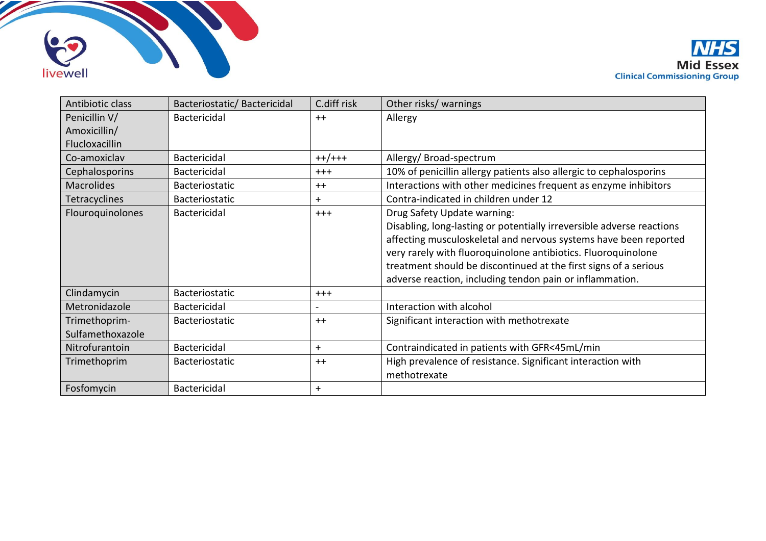| Antibiotic class | Bacteriostatic/ Bactericidal | C.diff risk | Other risks/ warnings |
|---|---|---|---|
| Penicillin V/ Amoxicillin/ Flucloxacillin | Bactericidal | ++ | Allergy |
| Co-amoxiclav | Bactericidal | ++/+++ | Allergy/ Broad-spectrum |
| Cephalosporins | Bactericidal | +++ | 10% of penicillin allergy patients also allergic to cephalosporins |
| Macrolides | Bacteriostatic | ++ | Interactions with other medicines frequent as enzyme inhibitors |
| Tetracyclines | Bacteriostatic | + | Contra-indicated in children under 12 |
| Flouroquinolones | Bactericidal | +++ | Drug Safety Update warning: Disabling, long-lasting or potentially irreversible adverse reactions affecting musculoskeletal and nervous systems have been reported very rarely with fluoroquinolone antibiotics. Fluoroquinolone treatment should be discontinued at the first signs of a serious adverse reaction, including tendon pain or inflammation. |
| Clindamycin | Bacteriostatic | +++ | |
| Metronidazole | Bactericidal | - | Interaction with alcohol |
| Trimethoprim-Sulfamethoxazole | Bacteriostatic | ++ | Significant interaction with methotrexate |
| Nitrofurantoin | Bactericidal | + | Contraindicated in patients with GFR<45mL/min |
| Trimethoprim | Bacteriostatic | ++ | High prevalence of resistance. Significant interaction with methotrexate |
| Fosfomycin | Bactericidal | + | |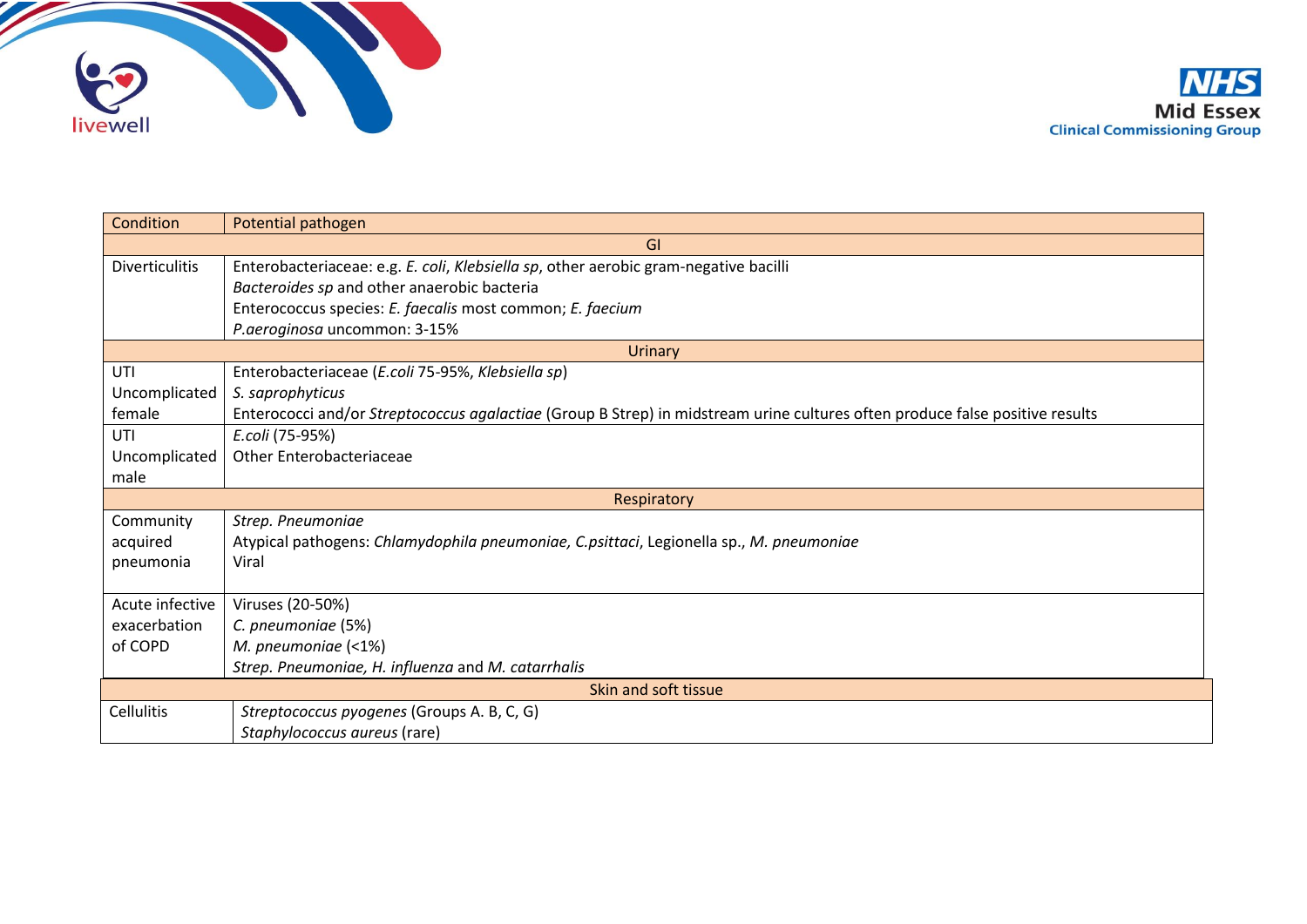| Condition | Potential pathogen |
| --- | --- |
| **GI** | |
| Diverticulitis | Enterobacteriaceae: e.g. *E. coli*, *Klebsiella sp*, other aerobic gram-negative bacilli<br>*Bacteroides sp* and other anaerobic bacteria<br>Enterococcus species: *E. faecalis* most common; *E. faecium*<br>*P.aeroginosa* uncommon: 3-15% |
| **Urinary** | |
| UTI Uncomplicated female | Enterobacteriaceae (*E.coli* 75-95%, *Klebsiella sp*)<br>*S. saprophyticus*<br>Enterococci and/or *Streptococcus agalactiae* (Group B Strep) in midstream urine cultures often produce false positive results |
| UTI Uncomplicated male | *E.coli* (75-95%)<br>Other Enterobacteriaceae |
| **Respiratory** | |
| Community acquired pneumonia | *Strep. Pneumoniae*<br>Atypical pathogens: *Chlamydophila pneumoniae, C.psittaci*, Legionella sp., *M. pneumoniae*<br>Viral |
| Acute infective exacerbation of COPD | Viruses (20-50%)<br>*C. pneumoniae* (5%)<br>*M. pneumoniae* (<1%)<br>*Strep. Pneumoniae, H. influenza* and *M. catarrhalis* |
| **Skin and soft tissue** | |
| Cellulitis | *Streptococcus pyogenes* (Groups A. B, C, G)<br>*Staphylococcus aureus* (rare) |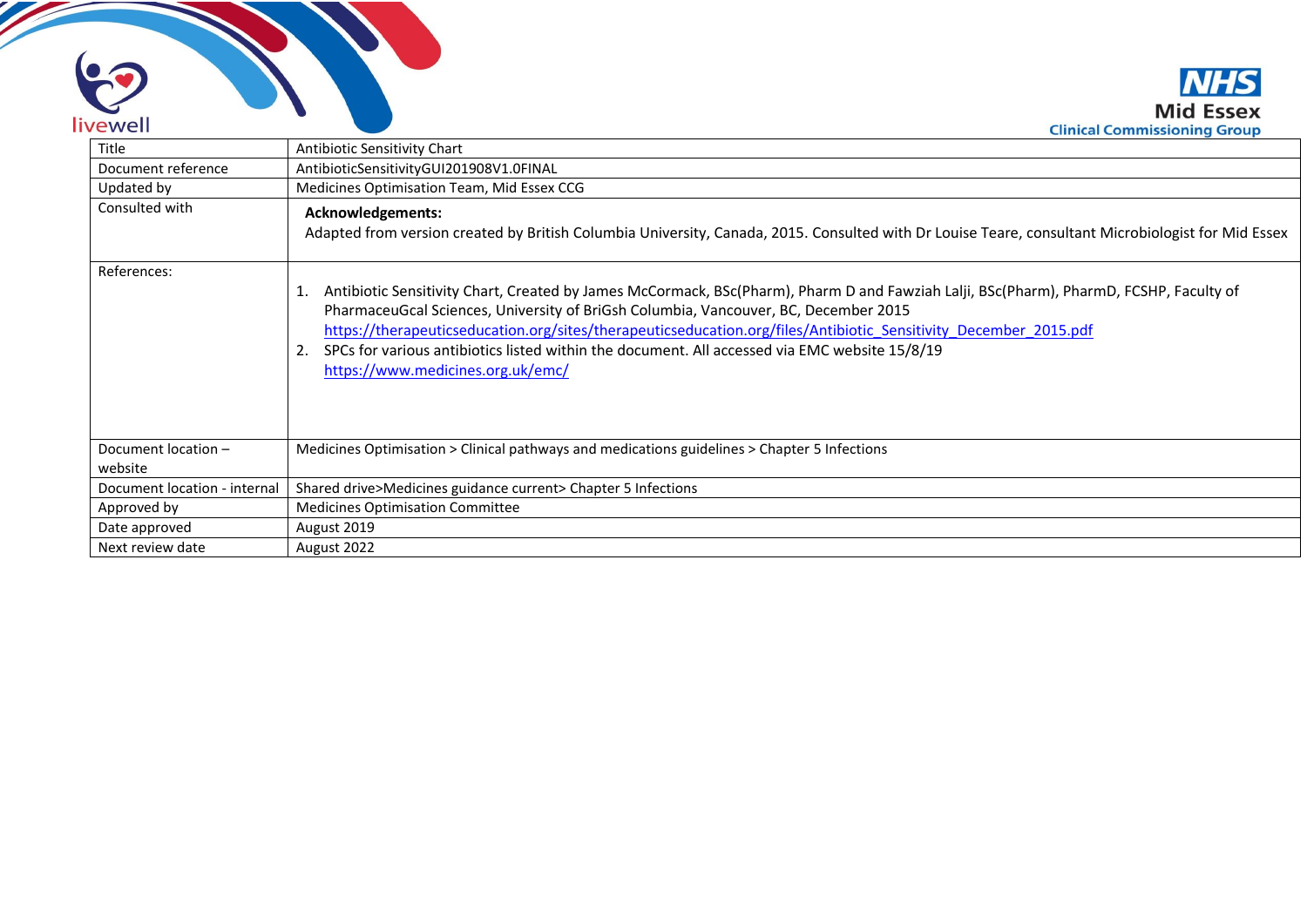| | |
|---|---|
| Title | Antibiotic Sensitivity Chart |
| Document reference | AntibioticSensitivityGUI201908V1.0FINAL |
| Updated by | Medicines Optimisation Team, Mid Essex CCG |
| Consulted with | **Acknowledgements:** Adapted from version created by British Columbia University, Canada, 2015. Consulted with Dr Louise Teare, consultant Microbiologist for Mid Essex |
| References: | 1. Antibiotic Sensitivity Chart, Created by James McCormack, BSc(Pharm), Pharm D and Fawziah Lalji, BSc(Pharm), PharmD, FCSHP, Faculty of PharmaceuGcal Sciences, University of BriGsh Columbia, Vancouver, BC, December 2015 https://therapeuticseducation.org/sites/therapeuticseducation.org/files/Antibiotic_Sensitivity_December_2015.pdf <br> 2. SPCs for various antibiotics listed within the document. All accessed via EMC website 15/8/19 https://www.medicines.org.uk/emc/ |
| Document location – website | Medicines Optimisation > Clinical pathways and medications guidelines > Chapter 5 Infections |
| Document location - internal | Shared drive>Medicines guidance current> Chapter 5 Infections |
| Approved by | Medicines Optimisation Committee |
| Date approved | August 2019 |
| Next review date | August 2022 |